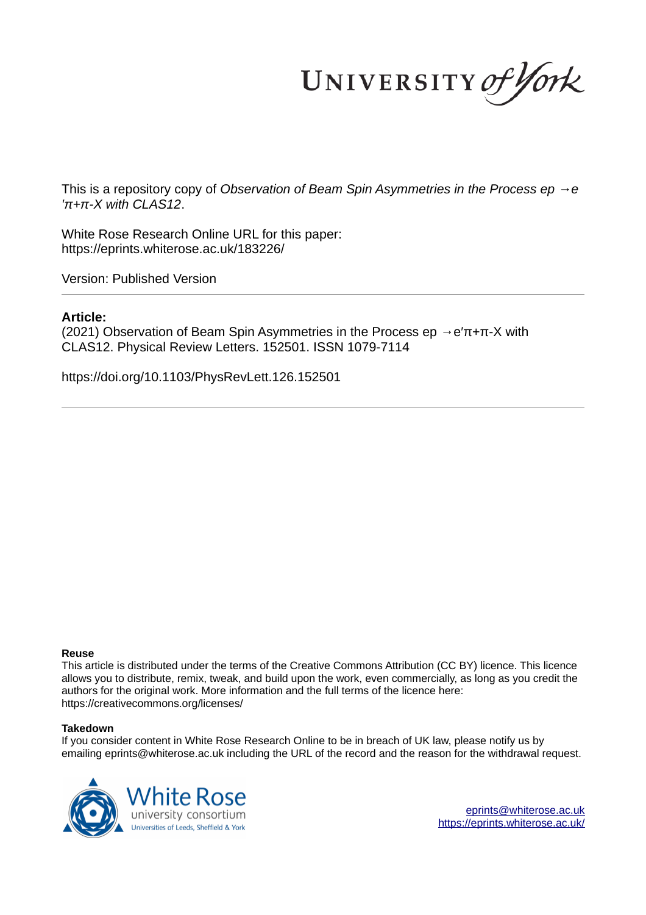UNIVERSITY of York

This is a repository copy of *Observation of Beam Spin Asymmetries in the Process ep →e ′π+π-X with CLAS12*.

White Rose Research Online URL for this paper:
https://eprints.whiterose.ac.uk/183226/

Version: Published Version

**Article:**

(2021) Observation of Beam Spin Asymmetries in the Process ep →e′π+π-X with CLAS12. Physical Review Letters. 152501. ISSN 1079-7114

https://doi.org/10.1103/PhysRevLett.126.152501

**Reuse**

This article is distributed under the terms of the Creative Commons Attribution (CC BY) licence. This licence allows you to distribute, remix, tweak, and build upon the work, even commercially, as long as you credit the authors for the original work. More information and the full terms of the licence here: https://creativecommons.org/licenses/

**Takedown**

If you consider content in White Rose Research Online to be in breach of UK law, please notify us by emailing eprints@whiterose.ac.uk including the URL of the record and the reason for the withdrawal request.

White Rose university consortium
Universities of Leeds, Sheffield & York

eprints@whiterose.ac.uk
https://eprints.whiterose.ac.uk/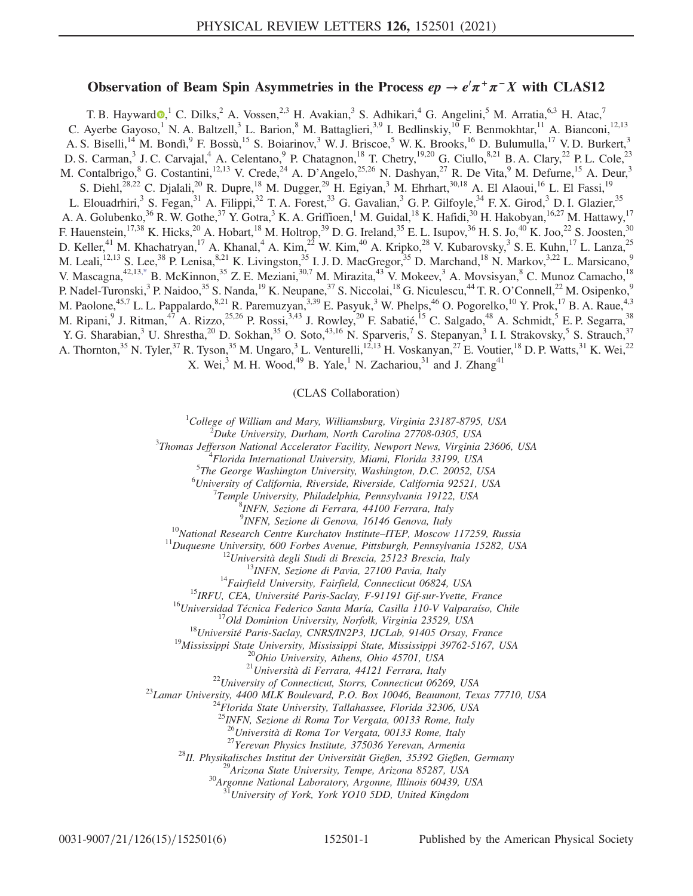# Observation of Beam Spin Asymmetries in the Process $ep \to e'\pi^+\pi^-X$ with CLAS12

T. B. Hayward,[1] C. Dilks,[2] A. Vossen,[2,3] H. Avakian,[3] S. Adhikari,[4] G. Angelini,[5] M. Arratia,[6,3] H. Atac,[7] C. Ayerbe Gayoso,[1] N. A. Baltzell,[3] L. Barion,[8] M. Battaglieri,[3,9] I. Bedlinskiy,[10] F. Benmokhtar,[11] A. Bianconi,[12,13] A. S. Biselli,[14] M. Bondì,[9] F. Bossù,[15] S. Boiarinov,[3] W. J. Briscoe,[5] W. K. Brooks,[16] D. Bulumulla,[17] V. D. Burkert,[3] D. S. Carman,[3] J. C. Carvajal,[4] A. Celentano,[9] P. Chatagnon,[18] T. Chetry,[19,20] G. Ciullo,[8,21] B. A. Clary,[22] P. L. Cole,[23] M. Contalbrigo,[8] G. Costantini,[12,13] V. Crede,[24] A. D'Angelo,[25,26] N. Dashyan,[27] R. De Vita,[9] M. Defurne,[15] A. Deur,[3] S. Diehl,[28,22] C. Djalali,[20] R. Dupre,[18] M. Dugger,[29] H. Egiyan,[3] M. Ehrhart,[30,18] A. El Alaoui,[16] L. El Fassi,[19] L. Elouadrhiri,[3] S. Fegan,[31] A. Filippi,[32] T. A. Forest,[33] G. Gavalian,[3] G. P. Gilfoyle,[34] F. X. Girod,[3] D. I. Glazier,[35] A. A. Golubenko,[36] R. W. Gothe,[37] Y. Gotra,[3] K. A. Griffioen,[1] M. Guidal,[18] K. Hafidi,[30] H. Hakobyan,[16,27] M. Hattawy,[17] F. Hauenstein,[17,38] K. Hicks,[20] A. Hobart,[18] M. Holtrop,[39] D. G. Ireland,[35] E. L. Isupov,[36] H. S. Jo,[40] K. Joo,[22] S. Joosten,[30] D. Keller,[41] M. Khachatryan,[17] A. Khanal,[4] A. Kim,[22] W. Kim,[40] A. Kripko,[28] V. Kubarovsky,[3] S. E. Kuhn,[17] L. Lanza,[25] M. Leali,[12,13] S. Lee,[38] P. Lenisa,[8,21] K. Livingston,[35] I. J. D. MacGregor,[35] D. Marchand,[18] N. Markov,[3,22] L. Marsicano,[9] V. Mascagna,[42,13,*] B. McKinnon,[35] Z. E. Meziani,[30,7] M. Mirazita,[43] V. Mokeev,[3] A. Movsisyan,[8] C. Munoz Camacho,[18] P. Nadel-Turonski,[3] P. Naidoo,[35] S. Nanda,[19] K. Neupane,[37] S. Niccolai,[18] G. Niculescu,[44] T. R. O'Connell,[22] M. Osipenko,[9] M. Paolone,[45,7] L. L. Pappalardo,[8,21] R. Paremuzyan,[3,39] E. Pasyuk,[3] W. Phelps,[46] O. Pogorelko,[10] Y. Prok,[17] B. A. Raue,[4,3] M. Ripani,[9] J. Ritman,[47] A. Rizzo,[25,26] P. Rossi,[3,43] J. Rowley,[20] F. Sabatié,[15] C. Salgado,[48] A. Schmidt,[5] E. P. Segarra,[38] Y. G. Sharabian,[3] U. Shrestha,[20] D. Sokhan,[35] O. Soto,[43,16] N. Sparveris,[7] S. Stepanyan,[3] I. I. Strakovsky,[5] S. Strauch,[37] A. Thornton,[35] N. Tyler,[37] R. Tyson,[35] M. Ungaro,[3] L. Venturelli,[12,13] H. Voskanyan,[27] E. Voutier,[18] D. P. Watts,[31] K. Wei,[22] X. Wei,[3] M. H. Wood,[49] B. Yale,[1] N. Zachariou,[31] and J. Zhang[41]

(CLAS Collaboration)

[1]College of William and Mary, Williamsburg, Virginia 23187-8795, USA
[2]Duke University, Durham, North Carolina 27708-0305, USA
[3]Thomas Jefferson National Accelerator Facility, Newport News, Virginia 23606, USA
[4]Florida International University, Miami, Florida 33199, USA
[5]The George Washington University, Washington, D.C. 20052, USA
[6]University of California, Riverside, Riverside, California 92521, USA
[7]Temple University, Philadelphia, Pennsylvania 19122, USA
[8]INFN, Sezione di Ferrara, 44100 Ferrara, Italy
[9]INFN, Sezione di Genova, 16146 Genova, Italy
[10]National Research Centre Kurchatov Institute–ITEP, Moscow 117259, Russia
[11]Duquesne University, 600 Forbes Avenue, Pittsburgh, Pennsylvania 15282, USA
[12]Università degli Studi di Brescia, 25123 Brescia, Italy
[13]INFN, Sezione di Pavia, 27100 Pavia, Italy
[14]Fairfield University, Fairfield, Connecticut 06824, USA
[15]IRFU, CEA, Université Paris-Saclay, F-91191 Gif-sur-Yvette, France
[16]Universidad Técnica Federico Santa María, Casilla 110-V Valparaíso, Chile
[17]Old Dominion University, Norfolk, Virginia 23529, USA
[18]Université Paris-Saclay, CNRS/IN2P3, IJCLab, 91405 Orsay, France
[19]Mississippi State University, Mississippi State, Mississippi 39762-5167, USA
[20]Ohio University, Athens, Ohio 45701, USA
[21]Università di Ferrara, 44121 Ferrara, Italy
[22]University of Connecticut, Storrs, Connecticut 06269, USA
[23]Lamar University, 4400 MLK Boulevard, P.O. Box 10046, Beaumont, Texas 77710, USA
[24]Florida State University, Tallahassee, Florida 32306, USA
[25]INFN, Sezione di Roma Tor Vergata, 00133 Rome, Italy
[26]Università di Roma Tor Vergata, 00133 Rome, Italy
[27]Yerevan Physics Institute, 375036 Yerevan, Armenia
[28]II. Physikalisches Institut der Universität Gießen, 35392 Gießen, Germany
[29]Arizona State University, Tempe, Arizona 85287, USA
[30]Argonne National Laboratory, Argonne, Illinois 60439, USA
[31]University of York, York YO10 5DD, United Kingdom

0031-9007/21/126(15)/152501(6) 152501-1 Published by the American Physical Society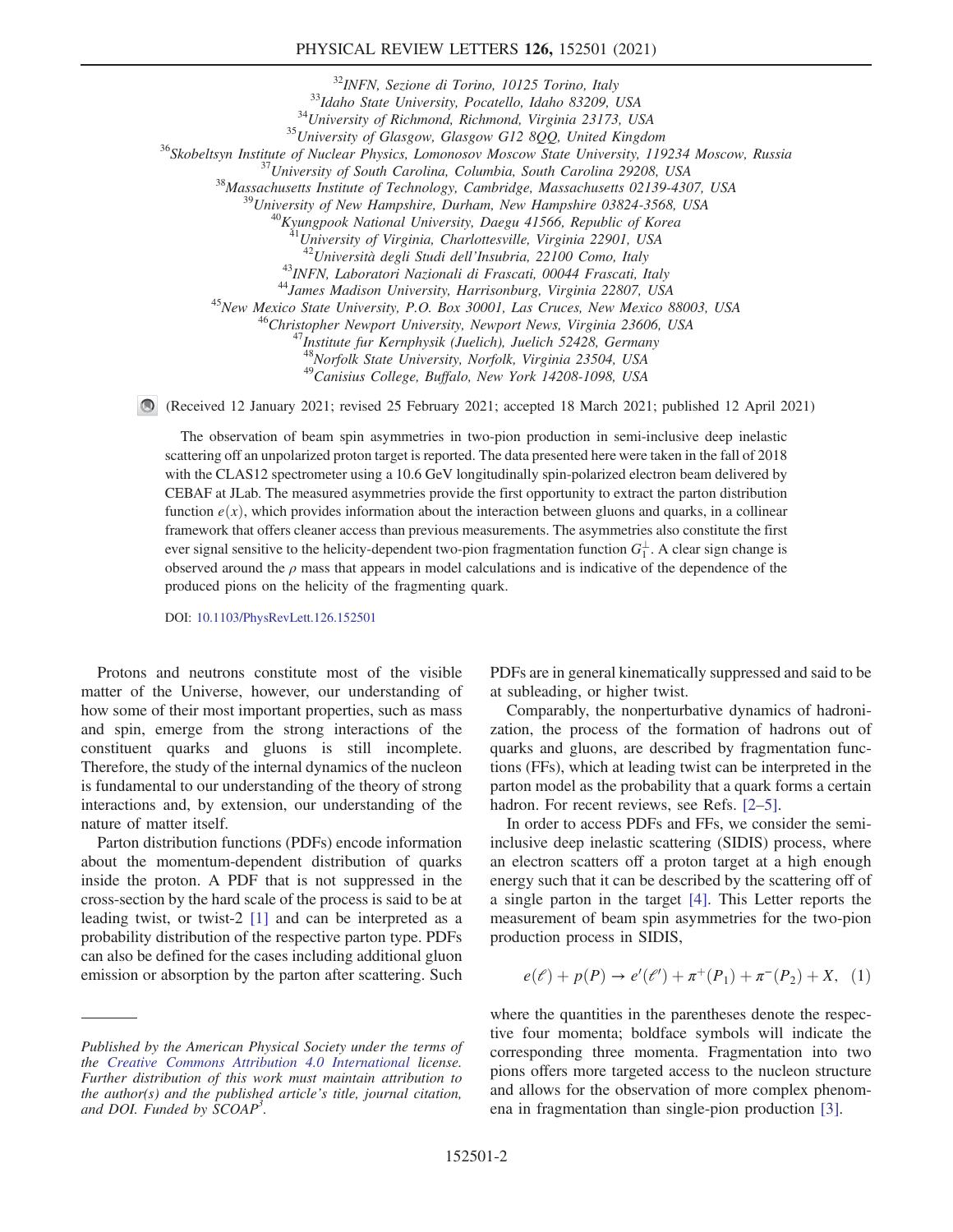[32]INFN, Sezione di Torino, 10125 Torino, Italy
[33]Idaho State University, Pocatello, Idaho 83209, USA
[34]University of Richmond, Richmond, Virginia 23173, USA
[35]University of Glasgow, Glasgow G12 8QQ, United Kingdom
[36]Skobeltsyn Institute of Nuclear Physics, Lomonosov Moscow State University, 119234 Moscow, Russia
[37]University of South Carolina, Columbia, South Carolina 29208, USA
[38]Massachusetts Institute of Technology, Cambridge, Massachusetts 02139-4307, USA
[39]University of New Hampshire, Durham, New Hampshire 03824-3568, USA
[40]Kyungpook National University, Daegu 41566, Republic of Korea
[41]University of Virginia, Charlottesville, Virginia 22901, USA
[42]Università degli Studi dell'Insubria, 22100 Como, Italy
[43]INFN, Laboratori Nazionali di Frascati, 00044 Frascati, Italy
[44]James Madison University, Harrisonburg, Virginia 22807, USA
[45]New Mexico State University, P.O. Box 30001, Las Cruces, New Mexico 88003, USA
[46]Christopher Newport University, Newport News, Virginia 23606, USA
[47]Institute fur Kernphysik (Juelich), Juelich 52428, Germany
[48]Norfolk State University, Norfolk, Virginia 23504, USA
[49]Canisius College, Buffalo, New York 14208-1098, USA

(Received 12 January 2021; revised 25 February 2021; accepted 18 March 2021; published 12 April 2021)

The observation of beam spin asymmetries in two-pion production in semi-inclusive deep inelastic scattering off an unpolarized proton target is reported. The data presented here were taken in the fall of 2018 with the CLAS12 spectrometer using a 10.6 GeV longitudinally spin-polarized electron beam delivered by CEBAF at JLab. The measured asymmetries provide the first opportunity to extract the parton distribution function $e(x)$, which provides information about the interaction between gluons and quarks, in a collinear framework that offers cleaner access than previous measurements. The asymmetries also constitute the first ever signal sensitive to the helicity-dependent two-pion fragmentation function $G_1^\perp$. A clear sign change is observed around the $\rho$ mass that appears in model calculations and is indicative of the dependence of the produced pions on the helicity of the fragmenting quark.

DOI: 10.1103/PhysRevLett.126.152501

Protons and neutrons constitute most of the visible matter of the Universe, however, our understanding of how some of their most important properties, such as mass and spin, emerge from the strong interactions of the constituent quarks and gluons is still incomplete. Therefore, the study of the internal dynamics of the nucleon is fundamental to our understanding of the theory of strong interactions and, by extension, our understanding of the nature of matter itself.

Parton distribution functions (PDFs) encode information about the momentum-dependent distribution of quarks inside the proton. A PDF that is not suppressed in the cross-section by the hard scale of the process is said to be at leading twist, or twist-2 [1] and can be interpreted as a probability distribution of the respective parton type. PDFs can also be defined for the cases including additional gluon emission or absorption by the parton after scattering. Such PDFs are in general kinematically suppressed and said to be at subleading, or higher twist.

Comparably, the nonperturbative dynamics of hadronization, the process of the formation of hadrons out of quarks and gluons, are described by fragmentation functions (FFs), which at leading twist can be interpreted in the parton model as the probability that a quark forms a certain hadron. For recent reviews, see Refs. [2–5].

In order to access PDFs and FFs, we consider the semi-inclusive deep inelastic scattering (SIDIS) process, where an electron scatters off a proton target at a high enough energy such that it can be described by the scattering off of a single parton in the target [4]. This Letter reports the measurement of beam spin asymmetries for the two-pion production process in SIDIS,

$$e(\ell) + p(P) \to e'(\ell') + \pi^+(P_1) + \pi^-(P_2) + X, \quad (1)$$

where the quantities in the parentheses denote the respective four momenta; boldface symbols will indicate the corresponding three momenta. Fragmentation into two pions offers more targeted access to the nucleon structure and allows for the observation of more complex phenomena in fragmentation than single-pion production [3].

Published by the American Physical Society under the terms of the Creative Commons Attribution 4.0 International license. Further distribution of this work must maintain attribution to the author(s) and the published article's title, journal citation, and DOI. Funded by SCOAP[3].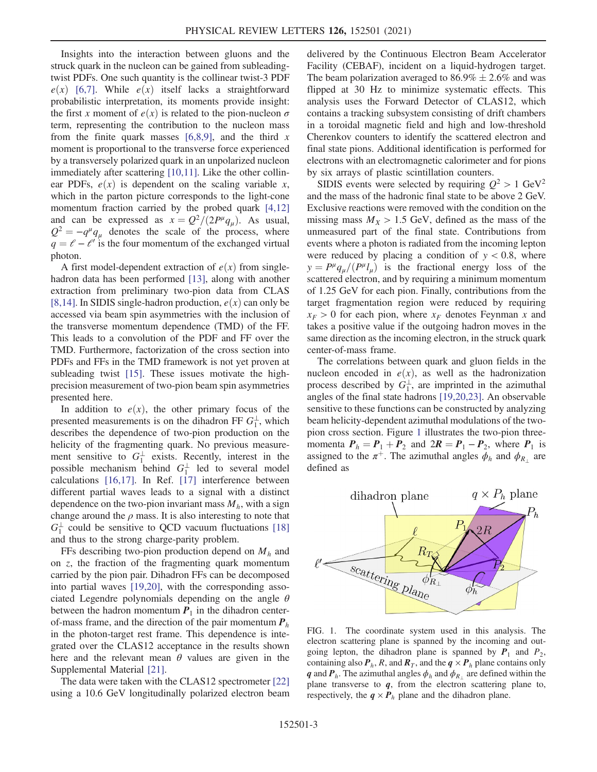Insights into the interaction between gluons and the struck quark in the nucleon can be gained from subleading-twist PDFs. One such quantity is the collinear twist-3 PDF $e(x)$ [6,7]. While $e(x)$ itself lacks a straightforward probabilistic interpretation, its moments provide insight: the first $x$ moment of $e(x)$ is related to the pion-nucleon $\sigma$ term, representing the contribution to the nucleon mass from the finite quark masses [6,8,9], and the third $x$ moment is proportional to the transverse force experienced by a transversely polarized quark in an unpolarized nucleon immediately after scattering [10,11]. Like the other collinear PDFs, $e(x)$ is dependent on the scaling variable $x$, which in the parton picture corresponds to the light-cone momentum fraction carried by the probed quark [4,12] and can be expressed as $x = Q^2/(2P^\mu q_\mu)$. As usual, $Q^2 = -q^\mu q_\mu$ denotes the scale of the process, where $q = \ell - \ell'$ is the four momentum of the exchanged virtual photon.

A first model-dependent extraction of $e(x)$ from single-hadron data has been performed [13], along with another extraction from preliminary two-pion data from CLAS [8,14]. In SIDIS single-hadron production, $e(x)$ can only be accessed via beam spin asymmetries with the inclusion of the transverse momentum dependence (TMD) of the FF. This leads to a convolution of the PDF and FF over the TMD. Furthermore, factorization of the cross section into PDFs and FFs in the TMD framework is not yet proven at subleading twist [15]. These issues motivate the high-precision measurement of two-pion beam spin asymmetries presented here.

In addition to $e(x)$, the other primary focus of the presented measurements is on the dihadron FF $G_1^\perp$, which describes the dependence of two-pion production on the helicity of the fragmenting quark. No previous measurement sensitive to $G_1^\perp$ exists. Recently, interest in the possible mechanism behind $G_1^\perp$ led to several model calculations [16,17]. In Ref. [17] interference between different partial waves leads to a signal with a distinct dependence on the two-pion invariant mass $M_h$, with a sign change around the $\rho$ mass. It is also interesting to note that $G_1^\perp$ could be sensitive to QCD vacuum fluctuations [18] and thus to the strong charge-parity problem.

FFs describing two-pion production depend on $M_h$ and on $z$, the fraction of the fragmenting quark momentum carried by the pion pair. Dihadron FFs can be decomposed into partial waves [19,20], with the corresponding associated Legendre polynomials depending on the angle $\theta$ between the hadron momentum $\boldsymbol{P}_1$ in the dihadron center-of-mass frame, and the direction of the pair momentum $\boldsymbol{P}_h$ in the photon-target rest frame. This dependence is integrated over the CLAS12 acceptance in the results shown here and the relevant mean $\theta$ values are given in the Supplemental Material [21].

The data were taken with the CLAS12 spectrometer [22] using a 10.6 GeV longitudinally polarized electron beam delivered by the Continuous Electron Beam Accelerator Facility (CEBAF), incident on a liquid-hydrogen target. The beam polarization averaged to 86.9% ± 2.6% and was flipped at 30 Hz to minimize systematic effects. This analysis uses the Forward Detector of CLAS12, which contains a tracking subsystem consisting of drift chambers in a toroidal magnetic field and high and low-threshold Cherenkov counters to identify the scattered electron and final state pions. Additional identification is performed for electrons with an electromagnetic calorimeter and for pions by six arrays of plastic scintillation counters.

SIDIS events were selected by requiring $Q^2 > 1$ GeV$^2$ and the mass of the hadronic final state to be above 2 GeV. Exclusive reactions were removed with the condition on the missing mass $M_X > 1.5$ GeV, defined as the mass of the unmeasured part of the final state. Contributions from events where a photon is radiated from the incoming lepton were reduced by placing a condition of $y < 0.8$, where $y = P^\mu q_\mu/(P^\mu l_\mu)$ is the fractional energy loss of the scattered electron, and by requiring a minimum momentum of 1.25 GeV for each pion. Finally, contributions from the target fragmentation region were reduced by requiring $x_F > 0$ for each pion, where $x_F$ denotes Feynman $x$ and takes a positive value if the outgoing hadron moves in the same direction as the incoming electron, in the struck quark center-of-mass frame.

The correlations between quark and gluon fields in the nucleon encoded in $e(x)$, as well as the hadronization process described by $G_1^\perp$, are imprinted in the azimuthal angles of the final state hadrons [19,20,23]. An observable sensitive to these functions can be constructed by analyzing beam helicity-dependent azimuthal modulations of the two-pion cross section. Figure 1 illustrates the two-pion three-momenta $\boldsymbol{P}_h = \boldsymbol{P}_1 + \boldsymbol{P}_2$ and $2\boldsymbol{R} = \boldsymbol{P}_1 - \boldsymbol{P}_2$, where $\boldsymbol{P}_1$ is assigned to the $\pi^+$. The azimuthal angles $\phi_h$ and $\phi_{R_\perp}$ are defined as

FIG. 1. The coordinate system used in this analysis. The electron scattering plane is spanned by the incoming and outgoing lepton, the dihadron plane is spanned by $\boldsymbol{P}_1$ and $P_2$, containing also $\boldsymbol{P}_h$, $R$, and $\boldsymbol{R}_T$, and the $\boldsymbol{q} \times \boldsymbol{P}_h$ plane contains only $\boldsymbol{q}$ and $\boldsymbol{P}_h$. The azimuthal angles $\phi_h$ and $\phi_{R_\perp}$ are defined within the plane transverse to $\boldsymbol{q}$, from the electron scattering plane to, respectively, the $\boldsymbol{q} \times \boldsymbol{P}_h$ plane and the dihadron plane.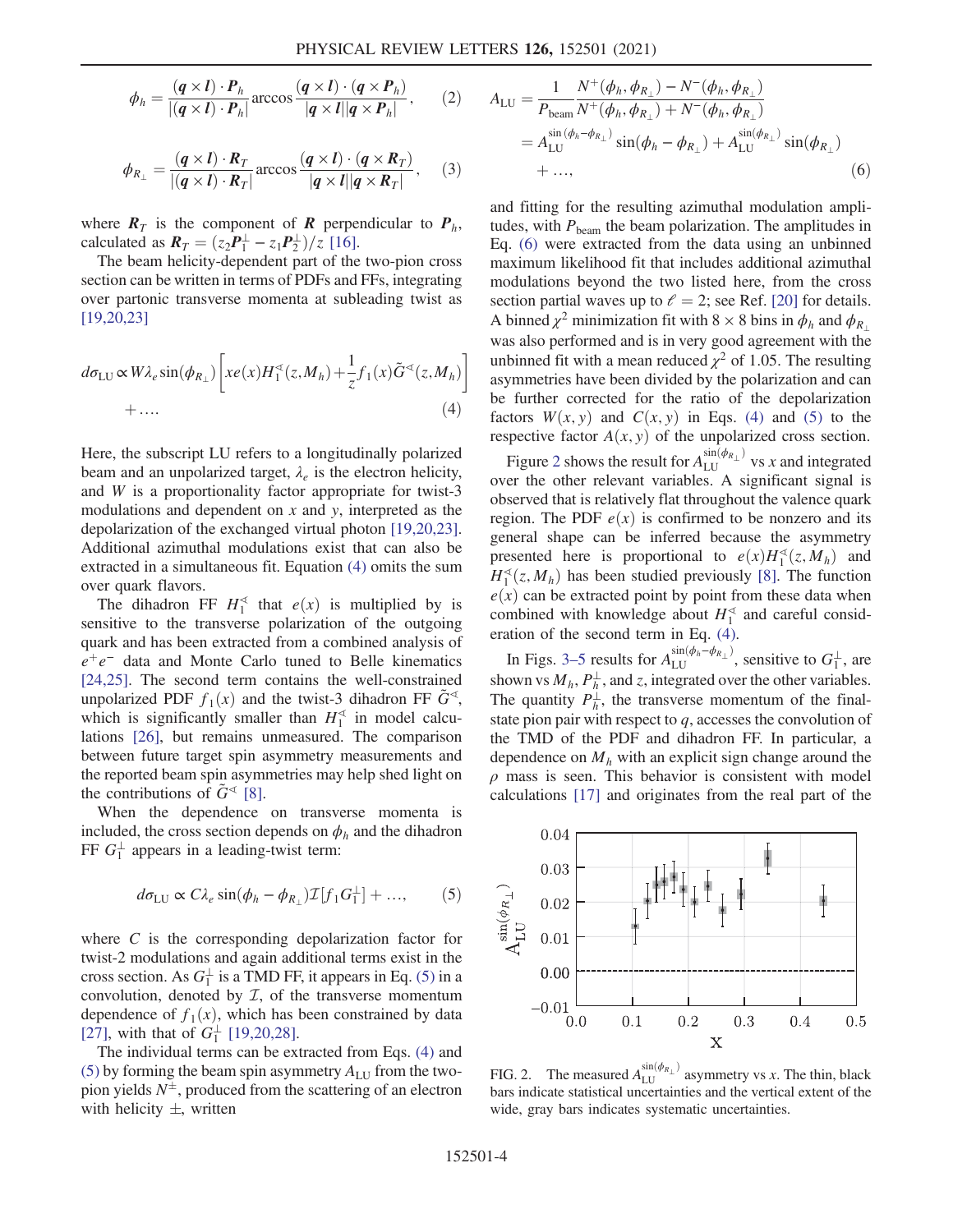$$\phi_h = \frac{(\boldsymbol{q}\times\boldsymbol{l})\cdot\boldsymbol{P}_h}{|(\boldsymbol{q}\times\boldsymbol{l})\cdot\boldsymbol{P}_h|}\arccos\frac{(\boldsymbol{q}\times\boldsymbol{l})\cdot(\boldsymbol{q}\times\boldsymbol{P}_h)}{|\boldsymbol{q}\times\boldsymbol{l}||\boldsymbol{q}\times\boldsymbol{P}_h|}, \quad (2)$$

$$\phi_{R_\perp} = \frac{(\boldsymbol{q}\times\boldsymbol{l})\cdot\boldsymbol{R}_T}{|(\boldsymbol{q}\times\boldsymbol{l})\cdot\boldsymbol{R}_T|}\arccos\frac{(\boldsymbol{q}\times\boldsymbol{l})\cdot(\boldsymbol{q}\times\boldsymbol{R}_T)}{|\boldsymbol{q}\times\boldsymbol{l}||\boldsymbol{q}\times\boldsymbol{R}_T|}, \quad (3)$$

where $\boldsymbol{R}_T$ is the component of $\boldsymbol{R}$ perpendicular to $\boldsymbol{P}_h$, calculated as $\boldsymbol{R}_T = (z_2\boldsymbol{P}_1^\perp - z_1\boldsymbol{P}_2^\perp)/z$ [16].

The beam helicity-dependent part of the two-pion cross section can be written in terms of PDFs and FFs, integrating over partonic transverse momenta at subleading twist as [19,20,23]

$$d\sigma_{\rm LU} \propto W\lambda_e \sin(\phi_{R_\perp})\left[xe(x)H_1^\sphericalangle(z,M_h) + \frac{1}{z}f_1(x)\tilde{G}^\sphericalangle(z,M_h)\right] + \ldots. \quad (4)$$

Here, the subscript LU refers to a longitudinally polarized beam and an unpolarized target, $\lambda_e$ is the electron helicity, and $W$ is a proportionality factor appropriate for twist-3 modulations and dependent on $x$ and $y$, interpreted as the depolarization of the exchanged virtual photon [19,20,23]. Additional azimuthal modulations exist that can also be extracted in a simultaneous fit. Equation (4) omits the sum over quark flavors.

The dihadron FF $H_1^\sphericalangle$ that $e(x)$ is multiplied by is sensitive to the transverse polarization of the outgoing quark and has been extracted from a combined analysis of $e^+e^-$ data and Monte Carlo tuned to Belle kinematics [24,25]. The second term contains the well-constrained unpolarized PDF $f_1(x)$ and the twist-3 dihadron FF $\tilde{G}^\sphericalangle$, which is significantly smaller than $H_1^\sphericalangle$ in model calculations [26], but remains unmeasured. The comparison between future target spin asymmetry measurements and the reported beam spin asymmetries may help shed light on the contributions of $\tilde{G}^\sphericalangle$ [8].

When the dependence on transverse momenta is included, the cross section depends on $\phi_h$ and the dihadron FF $G_1^\perp$ appears in a leading-twist term:

$$d\sigma_{\rm LU} \propto C\lambda_e \sin(\phi_h - \phi_{R_\perp})\mathcal{I}[f_1 G_1^\perp] + \ldots, \quad (5)$$

where $C$ is the corresponding depolarization factor for twist-2 modulations and again additional terms exist in the cross section. As $G_1^\perp$ is a TMD FF, it appears in Eq. (5) in a convolution, denoted by $\mathcal{I}$, of the transverse momentum dependence of $f_1(x)$, which has been constrained by data [27], with that of $G_1^\perp$ [19,20,28].

The individual terms can be extracted from Eqs. (4) and (5) by forming the beam spin asymmetry $A_{\rm LU}$ from the two-pion yields $N^\pm$, produced from the scattering of an electron with helicity $\pm$, written

$$\begin{aligned} A_{\rm LU} &= \frac{1}{P_{\rm beam}}\frac{N^+(\phi_h,\phi_{R_\perp}) - N^-(\phi_h,\phi_{R_\perp})}{N^+(\phi_h,\phi_{R_\perp}) + N^-(\phi_h,\phi_{R_\perp})} \\ &= A_{\rm LU}^{\sin(\phi_h-\phi_{R_\perp})}\sin(\phi_h - \phi_{R_\perp}) + A_{\rm LU}^{\sin(\phi_{R_\perp})}\sin(\phi_{R_\perp}) \\ &\quad + \ldots, \end{aligned} \quad (6)$$

and fitting for the resulting azimuthal modulation amplitudes, with $P_{\rm beam}$ the beam polarization. The amplitudes in Eq. (6) were extracted from the data using an unbinned maximum likelihood fit that includes additional azimuthal modulations beyond the two listed here, from the cross section partial waves up to $\ell = 2$; see Ref. [20] for details. A binned $\chi^2$ minimization fit with $8\times 8$ bins in $\phi_h$ and $\phi_{R_\perp}$ was also performed and is in very good agreement with the unbinned fit with a mean reduced $\chi^2$ of 1.05. The resulting asymmetries have been divided by the polarization and can be further corrected for the ratio of the depolarization factors $W(x,y)$ and $C(x,y)$ in Eqs. (4) and (5) to the respective factor $A(x,y)$ of the unpolarized cross section.

Figure 2 shows the result for $A_{\rm LU}^{\sin(\phi_{R_\perp})}$ vs $x$ and integrated over the other relevant variables. A significant signal is observed that is relatively flat throughout the valence quark region. The PDF $e(x)$ is confirmed to be nonzero and its general shape can be inferred because the asymmetry presented here is proportional to $e(x)H_1^\sphericalangle(z,M_h)$ and $H_1^\sphericalangle(z,M_h)$ has been studied previously [8]. The function $e(x)$ can be extracted point by point from these data when combined with knowledge about $H_1^\sphericalangle$ and careful consideration of the second term in Eq. (4).

In Figs. 3–5 results for $A_{\rm LU}^{\sin(\phi_h-\phi_{R_\perp})}$, sensitive to $G_1^\perp$, are shown vs $M_h$, $P_h^\perp$, and $z$, integrated over the other variables. The quantity $P_h^\perp$, the transverse momentum of the final-state pion pair with respect to $q$, accesses the convolution of the TMD of the PDF and dihadron FF. In particular, a dependence on $M_h$ with an explicit sign change around the $\rho$ mass is seen. This behavior is consistent with model calculations [17] and originates from the real part of the

FIG. 2. The measured $A_{\rm LU}^{\sin(\phi_{R_\perp})}$ asymmetry vs $x$. The thin, black bars indicate statistical uncertainties and the vertical extent of the wide, gray bars indicates systematic uncertainties.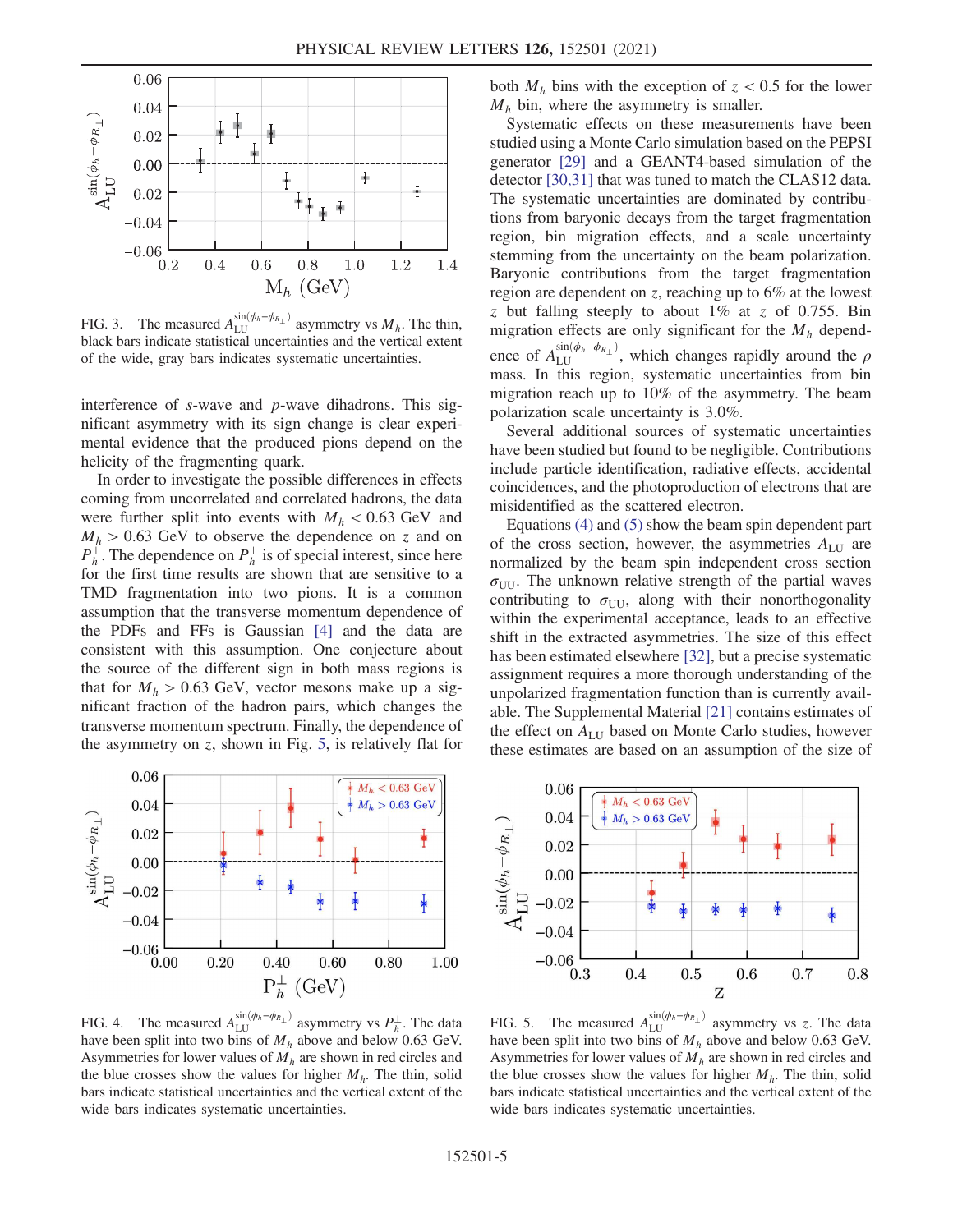FIG. 3. The measured $A_{LU}^{\sin(\phi_h-\phi_{R_\perp})}$ asymmetry vs $M_h$. The thin, black bars indicate statistical uncertainties and the vertical extent of the wide, gray bars indicates systematic uncertainties.

interference of $s$-wave and $p$-wave dihadrons. This significant asymmetry with its sign change is clear experimental evidence that the produced pions depend on the helicity of the fragmenting quark.

In order to investigate the possible differences in effects coming from uncorrelated and correlated hadrons, the data were further split into events with $M_h < 0.63$ GeV and $M_h > 0.63$ GeV to observe the dependence on $z$ and on $P_h^\perp$. The dependence on $P_h^\perp$ is of special interest, since here for the first time results are shown that are sensitive to a TMD fragmentation into two pions. It is a common assumption that the transverse momentum dependence of the PDFs and FFs is Gaussian [4] and the data are consistent with this assumption. One conjecture about the source of the different sign in both mass regions is that for $M_h > 0.63$ GeV, vector mesons make up a significant fraction of the hadron pairs, which changes the transverse momentum spectrum. Finally, the dependence of the asymmetry on $z$, shown in Fig. 5, is relatively flat for both $M_h$ bins with the exception of $z < 0.5$ for the lower $M_h$ bin, where the asymmetry is smaller.

Systematic effects on these measurements have been studied using a Monte Carlo simulation based on the PEPSI generator [29] and a GEANT4-based simulation of the detector [30,31] that was tuned to match the CLAS12 data. The systematic uncertainties are dominated by contributions from baryonic decays from the target fragmentation region, bin migration effects, and a scale uncertainty stemming from the uncertainty on the beam polarization. Baryonic contributions from the target fragmentation region are dependent on $z$, reaching up to 6% at the lowest $z$ but falling steeply to about 1% at $z$ of 0.755. Bin migration effects are only significant for the $M_h$ dependence of $A_{LU}^{\sin(\phi_h-\phi_{R_\perp})}$, which changes rapidly around the $\rho$ mass. In this region, systematic uncertainties from bin migration reach up to 10% of the asymmetry. The beam polarization scale uncertainty is 3.0%.

Several additional sources of systematic uncertainties have been studied but found to be negligible. Contributions include particle identification, radiative effects, accidental coincidences, and the photoproduction of electrons that are misidentified as the scattered electron.

Equations (4) and (5) show the beam spin dependent part of the cross section, however, the asymmetries $A_{LU}$ are normalized by the beam spin independent cross section $\sigma_{UU}$. The unknown relative strength of the partial waves contributing to $\sigma_{UU}$, along with their nonorthogonality within the experimental acceptance, leads to an effective shift in the extracted asymmetries. The size of this effect has been estimated elsewhere [32], but a precise systematic assignment requires a more thorough understanding of the unpolarized fragmentation function than is currently available. The Supplemental Material [21] contains estimates of the effect on $A_{LU}$ based on Monte Carlo studies, however these estimates are based on an assumption of the size of

FIG. 4. The measured $A_{LU}^{\sin(\phi_h-\phi_{R_\perp})}$ asymmetry vs $P_h^\perp$. The data have been split into two bins of $M_h$ above and below 0.63 GeV. Asymmetries for lower values of $M_h$ are shown in red circles and the blue crosses show the values for higher $M_h$. The thin, solid bars indicate statistical uncertainties and the vertical extent of the wide bars indicates systematic uncertainties.

FIG. 5. The measured $A_{LU}^{\sin(\phi_h-\phi_{R_\perp})}$ asymmetry vs $z$. The data have been split into two bins of $M_h$ above and below 0.63 GeV. Asymmetries for lower values of $M_h$ are shown in red circles and the blue crosses show the values for higher $M_h$. The thin, solid bars indicate statistical uncertainties and the vertical extent of the wide bars indicates systematic uncertainties.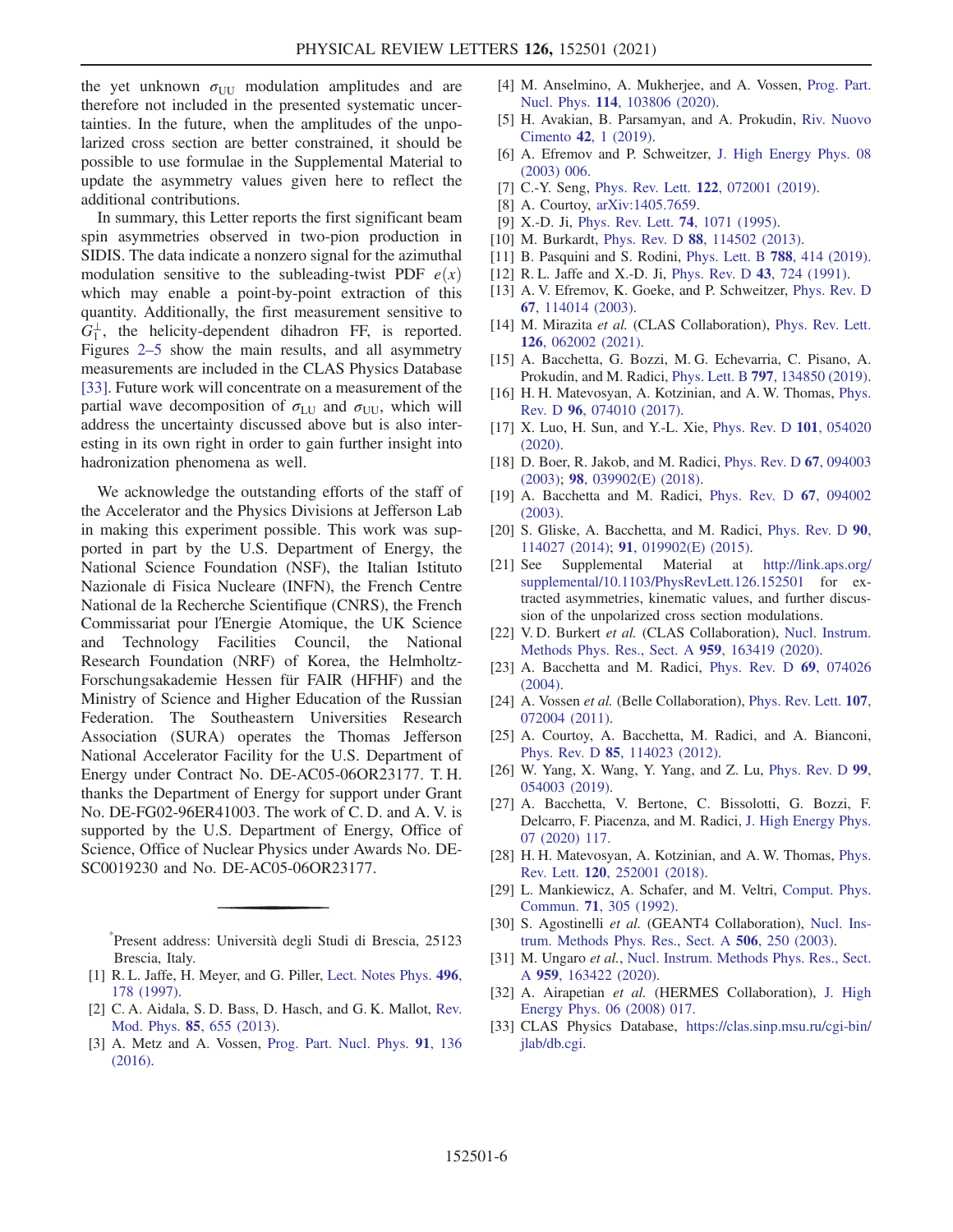the yet unknown $\sigma_{\mathrm{UU}}$ modulation amplitudes and are therefore not included in the presented systematic uncertainties. In the future, when the amplitudes of the unpolarized cross section are better constrained, it should be possible to use formulae in the Supplemental Material to update the asymmetry values given here to reflect the additional contributions.

In summary, this Letter reports the first significant beam spin asymmetries observed in two-pion production in SIDIS. The data indicate a nonzero signal for the azimuthal modulation sensitive to the subleading-twist PDF $e(x)$ which may enable a point-by-point extraction of this quantity. Additionally, the first measurement sensitive to $G_1^{\perp}$, the helicity-dependent dihadron FF, is reported. Figures 2–5 show the main results, and all asymmetry measurements are included in the CLAS Physics Database [33]. Future work will concentrate on a measurement of the partial wave decomposition of $\sigma_{\mathrm{LU}}$ and $\sigma_{\mathrm{UU}}$, which will address the uncertainty discussed above but is also interesting in its own right in order to gain further insight into hadronization phenomena as well.

We acknowledge the outstanding efforts of the staff of the Accelerator and the Physics Divisions at Jefferson Lab in making this experiment possible. This work was supported in part by the U.S. Department of Energy, the National Science Foundation (NSF), the Italian Istituto Nazionale di Fisica Nucleare (INFN), the French Centre National de la Recherche Scientifique (CNRS), the French Commissariat pour l'Energie Atomique, the UK Science and Technology Facilities Council, the National Research Foundation (NRF) of Korea, the Helmholtz-Forschungsakademie Hessen für FAIR (HFHF) and the Ministry of Science and Higher Education of the Russian Federation. The Southeastern Universities Research Association (SURA) operates the Thomas Jefferson National Accelerator Facility for the U.S. Department of Energy under Contract No. DE-AC05-06OR23177. T. H. thanks the Department of Energy for support under Grant No. DE-FG02-96ER41003. The work of C. D. and A. V. is supported by the U.S. Department of Energy, Office of Science, Office of Nuclear Physics under Awards No. DE-SC0019230 and No. DE-AC05-06OR23177.

---

*Present address: Università degli Studi di Brescia, 25123 Brescia, Italy.

[1] R. L. Jaffe, H. Meyer, and G. Piller, Lect. Notes Phys. **496**, 178 (1997).

[2] C. A. Aidala, S. D. Bass, D. Hasch, and G. K. Mallot, Rev. Mod. Phys. **85**, 655 (2013).

[3] A. Metz and A. Vossen, Prog. Part. Nucl. Phys. **91**, 136 (2016).

[4] M. Anselmino, A. Mukherjee, and A. Vossen, Prog. Part. Nucl. Phys. **114**, 103806 (2020).

[5] H. Avakian, B. Parsamyan, and A. Prokudin, Riv. Nuovo Cimento **42**, 1 (2019).

[6] A. Efremov and P. Schweitzer, J. High Energy Phys. 08 (2003) 006.

[7] C.-Y. Seng, Phys. Rev. Lett. **122**, 072001 (2019).

[8] A. Courtoy, arXiv:1405.7659.

[9] X.-D. Ji, Phys. Rev. Lett. **74**, 1071 (1995).

[10] M. Burkardt, Phys. Rev. D **88**, 114502 (2013).

[11] B. Pasquini and S. Rodini, Phys. Lett. B **788**, 414 (2019).

[12] R. L. Jaffe and X.-D. Ji, Phys. Rev. D **43**, 724 (1991).

[13] A. V. Efremov, K. Goeke, and P. Schweitzer, Phys. Rev. D **67**, 114014 (2003).

[14] M. Mirazita *et al.* (CLAS Collaboration), Phys. Rev. Lett. **126**, 062002 (2021).

[15] A. Bacchetta, G. Bozzi, M. G. Echevarria, C. Pisano, A. Prokudin, and M. Radici, Phys. Lett. B **797**, 134850 (2019).

[16] H. H. Matevosyan, A. Kotzinian, and A. W. Thomas, Phys. Rev. D **96**, 074010 (2017).

[17] X. Luo, H. Sun, and Y.-L. Xie, Phys. Rev. D **101**, 054020 (2020).

[18] D. Boer, R. Jakob, and M. Radici, Phys. Rev. D **67**, 094003 (2003); **98**, 039902(E) (2018).

[19] A. Bacchetta and M. Radici, Phys. Rev. D **67**, 094002 (2003).

[20] S. Gliske, A. Bacchetta, and M. Radici, Phys. Rev. D **90**, 114027 (2014); **91**, 019902(E) (2015).

[21] See Supplemental Material at http://link.aps.org/supplemental/10.1103/PhysRevLett.126.152501 for extracted asymmetries, kinematic values, and further discussion of the unpolarized cross section modulations.

[22] V. D. Burkert *et al.* (CLAS Collaboration), Nucl. Instrum. Methods Phys. Res., Sect. A **959**, 163419 (2020).

[23] A. Bacchetta and M. Radici, Phys. Rev. D **69**, 074026 (2004).

[24] A. Vossen *et al.* (Belle Collaboration), Phys. Rev. Lett. **107**, 072004 (2011).

[25] A. Courtoy, A. Bacchetta, M. Radici, and A. Bianconi, Phys. Rev. D **85**, 114023 (2012).

[26] W. Yang, X. Wang, Y. Yang, and Z. Lu, Phys. Rev. D **99**, 054003 (2019).

[27] A. Bacchetta, V. Bertone, C. Bissolotti, G. Bozzi, F. Delcarro, F. Piacenza, and M. Radici, J. High Energy Phys. 07 (2020) 117.

[28] H. H. Matevosyan, A. Kotzinian, and A. W. Thomas, Phys. Rev. Lett. **120**, 252001 (2018).

[29] L. Mankiewicz, A. Schafer, and M. Veltri, Comput. Phys. Commun. **71**, 305 (1992).

[30] S. Agostinelli *et al.* (GEANT4 Collaboration), Nucl. Instrum. Methods Phys. Res., Sect. A **506**, 250 (2003).

[31] M. Ungaro *et al.*, Nucl. Instrum. Methods Phys. Res., Sect. A **959**, 163422 (2020).

[32] A. Airapetian *et al.* (HERMES Collaboration), J. High Energy Phys. 06 (2008) 017.

[33] CLAS Physics Database, https://clas.sinp.msu.ru/cgi-bin/jlab/db.cgi.